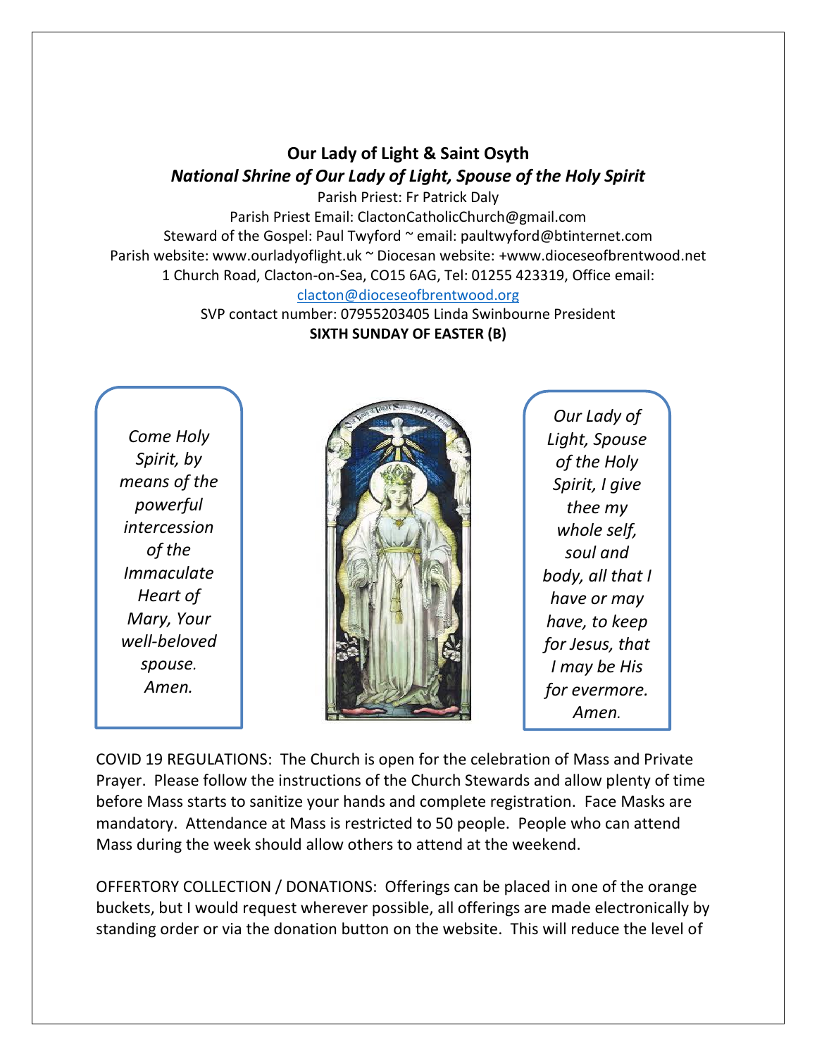# Our Lady of Light & Saint Osyth

## *National Shrine of Our Lady of Light, Spouse of the Holy Spirit*

Parish Priest: Fr Patrick Daly
Parish Priest Email: ClactonCatholicChurch@gmail.com
Steward of the Gospel: Paul Twyford ~ email: paultwyford@btinternet.com
Parish website: www.ourladyoflight.uk ~ Diocesan website: +www.dioceseofbrentwood.net
1 Church Road, Clacton-on-Sea, CO15 6AG, Tel: 01255 423319, Office email:
[clacton@dioceseofbrentwood.org](mailto:clacton@dioceseofbrentwood.org)
SVP contact number: 07955203405 Linda Swinbourne President

**SIXTH SUNDAY OF EASTER (B)**

*Come Holy Spirit, by means of the powerful intercession of the Immaculate Heart of Mary, Your well-beloved spouse. Amen.*

*Our Lady of Light, Spouse of the Holy Spirit, I give thee my whole self, soul and body, all that I have or may have, to keep for Jesus, that I may be His for evermore. Amen.*

COVID 19 REGULATIONS: The Church is open for the celebration of Mass and Private Prayer. Please follow the instructions of the Church Stewards and allow plenty of time before Mass starts to sanitize your hands and complete registration. Face Masks are mandatory. Attendance at Mass is restricted to 50 people. People who can attend Mass during the week should allow others to attend at the weekend.

OFFERTORY COLLECTION / DONATIONS: Offerings can be placed in one of the orange buckets, but I would request wherever possible, all offerings are made electronically by standing order or via the donation button on the website. This will reduce the level of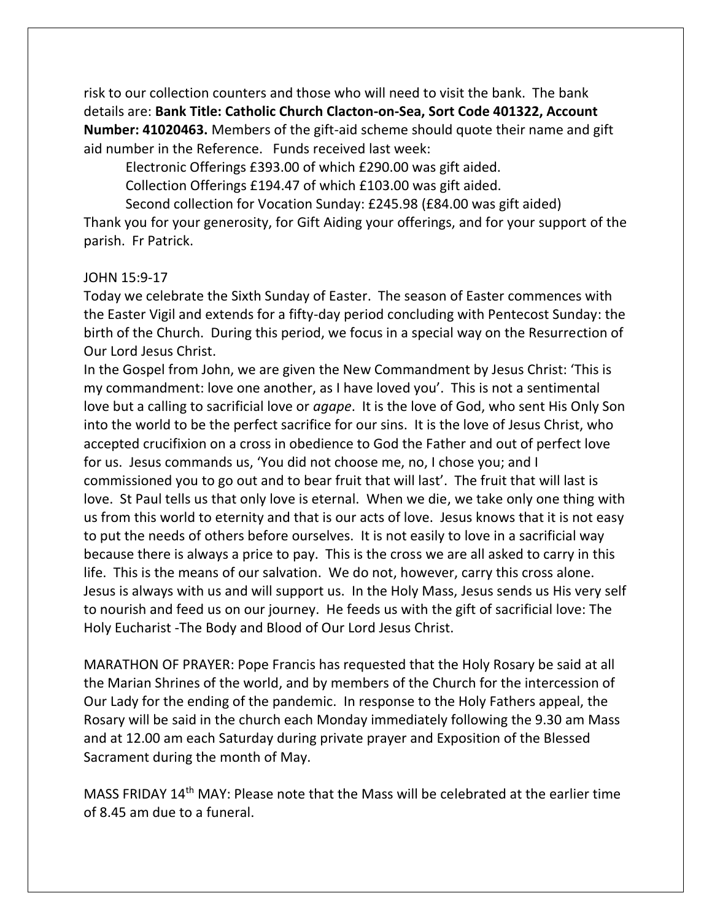risk to our collection counters and those who will need to visit the bank. The bank details are: **Bank Title: Catholic Church Clacton-on-Sea, Sort Code 401322, Account Number: 41020463.** Members of the gift-aid scheme should quote their name and gift aid number in the Reference. Funds received last week:

Electronic Offerings £393.00 of which £290.00 was gift aided.

Collection Offerings £194.47 of which £103.00 was gift aided.

Second collection for Vocation Sunday: £245.98 (£84.00 was gift aided)

Thank you for your generosity, for Gift Aiding your offerings, and for your support of the parish. Fr Patrick.

JOHN 15:9-17

Today we celebrate the Sixth Sunday of Easter. The season of Easter commences with the Easter Vigil and extends for a fifty-day period concluding with Pentecost Sunday: the birth of the Church. During this period, we focus in a special way on the Resurrection of Our Lord Jesus Christ.

In the Gospel from John, we are given the New Commandment by Jesus Christ: 'This is my commandment: love one another, as I have loved you'. This is not a sentimental love but a calling to sacrificial love or *agape*. It is the love of God, who sent His Only Son into the world to be the perfect sacrifice for our sins. It is the love of Jesus Christ, who accepted crucifixion on a cross in obedience to God the Father and out of perfect love for us. Jesus commands us, 'You did not choose me, no, I chose you; and I commissioned you to go out and to bear fruit that will last'. The fruit that will last is love. St Paul tells us that only love is eternal. When we die, we take only one thing with us from this world to eternity and that is our acts of love. Jesus knows that it is not easy to put the needs of others before ourselves. It is not easily to love in a sacrificial way because there is always a price to pay. This is the cross we are all asked to carry in this life. This is the means of our salvation. We do not, however, carry this cross alone. Jesus is always with us and will support us. In the Holy Mass, Jesus sends us His very self to nourish and feed us on our journey. He feeds us with the gift of sacrificial love: The Holy Eucharist -The Body and Blood of Our Lord Jesus Christ.

MARATHON OF PRAYER: Pope Francis has requested that the Holy Rosary be said at all the Marian Shrines of the world, and by members of the Church for the intercession of Our Lady for the ending of the pandemic. In response to the Holy Fathers appeal, the Rosary will be said in the church each Monday immediately following the 9.30 am Mass and at 12.00 am each Saturday during private prayer and Exposition of the Blessed Sacrament during the month of May.

MASS FRIDAY 14th MAY: Please note that the Mass will be celebrated at the earlier time of 8.45 am due to a funeral.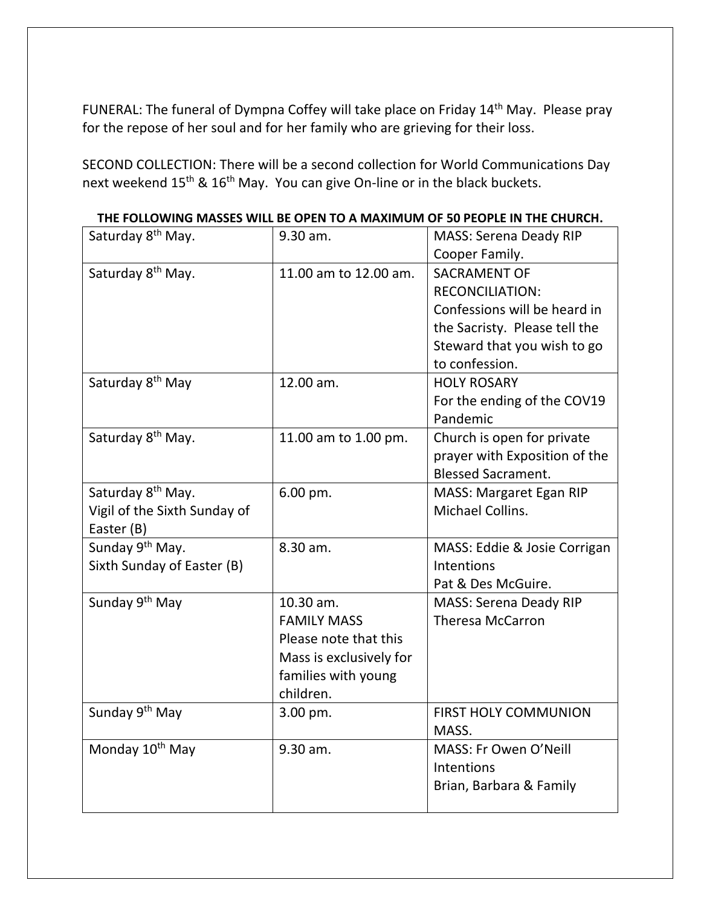FUNERAL: The funeral of Dympna Coffey will take place on Friday 14th May. Please pray for the repose of her soul and for her family who are grieving for their loss.

SECOND COLLECTION: There will be a second collection for World Communications Day next weekend 15th & 16th May. You can give On-line or in the black buckets.

**THE FOLLOWING MASSES WILL BE OPEN TO A MAXIMUM OF 50 PEOPLE IN THE CHURCH.**

| | | |
|---|---|---|
| Saturday 8th May. | 9.30 am. | MASS: Serena Deady RIP Cooper Family. |
| Saturday 8th May. | 11.00 am to 12.00 am. | SACRAMENT OF RECONCILIATION: Confessions will be heard in the Sacristy. Please tell the Steward that you wish to go to confession. |
| Saturday 8th May | 12.00 am. | HOLY ROSARY For the ending of the COV19 Pandemic |
| Saturday 8th May. | 11.00 am to 1.00 pm. | Church is open for private prayer with Exposition of the Blessed Sacrament. |
| Saturday 8th May. Vigil of the Sixth Sunday of Easter (B) | 6.00 pm. | MASS: Margaret Egan RIP Michael Collins. |
| Sunday 9th May. Sixth Sunday of Easter (B) | 8.30 am. | MASS: Eddie & Josie Corrigan Intentions Pat & Des McGuire. |
| Sunday 9th May | 10.30 am. FAMILY MASS Please note that this Mass is exclusively for families with young children. | MASS: Serena Deady RIP Theresa McCarron |
| Sunday 9th May | 3.00 pm. | FIRST HOLY COMMUNION MASS. |
| Monday 10th May | 9.30 am. | MASS: Fr Owen O'Neill Intentions Brian, Barbara & Family |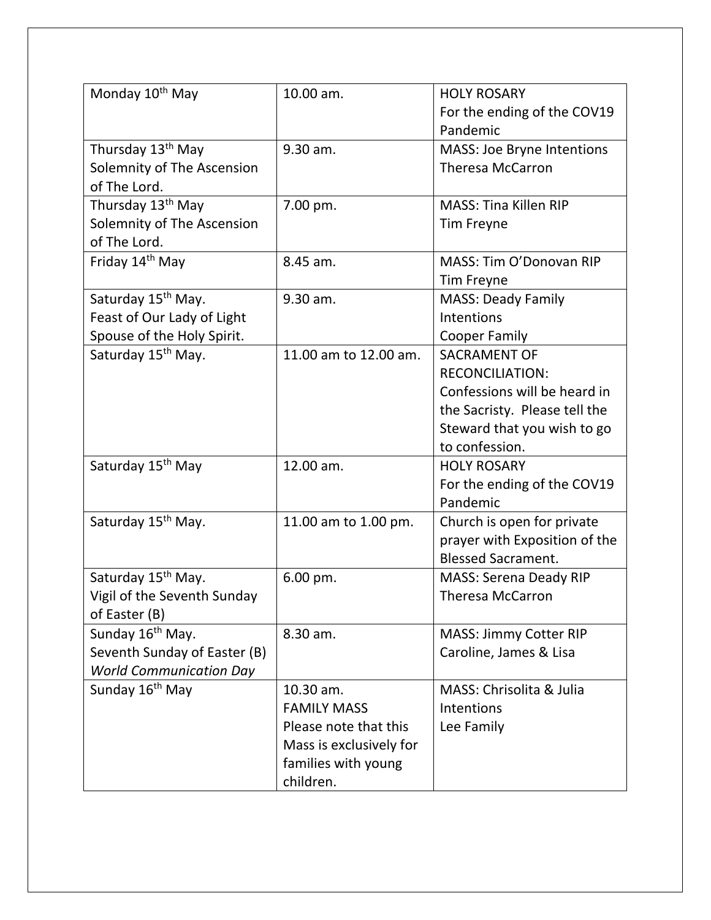| | | |
|---|---|---|
| Monday 10th May | 10.00 am. | HOLY ROSARY<br>For the ending of the COV19 Pandemic |
| Thursday 13th May<br>Solemnity of The Ascension of The Lord. | 9.30 am. | MASS: Joe Bryne Intentions<br>Theresa McCarron |
| Thursday 13th May<br>Solemnity of The Ascension of The Lord. | 7.00 pm. | MASS: Tina Killen RIP<br>Tim Freyne |
| Friday 14th May | 8.45 am. | MASS: Tim O'Donovan RIP<br>Tim Freyne |
| Saturday 15th May.<br>Feast of Our Lady of Light Spouse of the Holy Spirit. | 9.30 am. | MASS: Deady Family Intentions<br>Cooper Family |
| Saturday 15th May. | 11.00 am to 12.00 am. | SACRAMENT OF RECONCILIATION:<br>Confessions will be heard in the Sacristy. Please tell the Steward that you wish to go to confession. |
| Saturday 15th May | 12.00 am. | HOLY ROSARY<br>For the ending of the COV19 Pandemic |
| Saturday 15th May. | 11.00 am to 1.00 pm. | Church is open for private prayer with Exposition of the Blessed Sacrament. |
| Saturday 15th May.<br>Vigil of the Seventh Sunday of Easter (B) | 6.00 pm. | MASS: Serena Deady RIP<br>Theresa McCarron |
| Sunday 16th May.<br>Seventh Sunday of Easter (B)<br>*World Communication Day* | 8.30 am. | MASS: Jimmy Cotter RIP<br>Caroline, James & Lisa |
| Sunday 16th May | 10.30 am.<br>FAMILY MASS<br>Please note that this Mass is exclusively for families with young children. | MASS: Chrisolita & Julia Intentions<br>Lee Family |